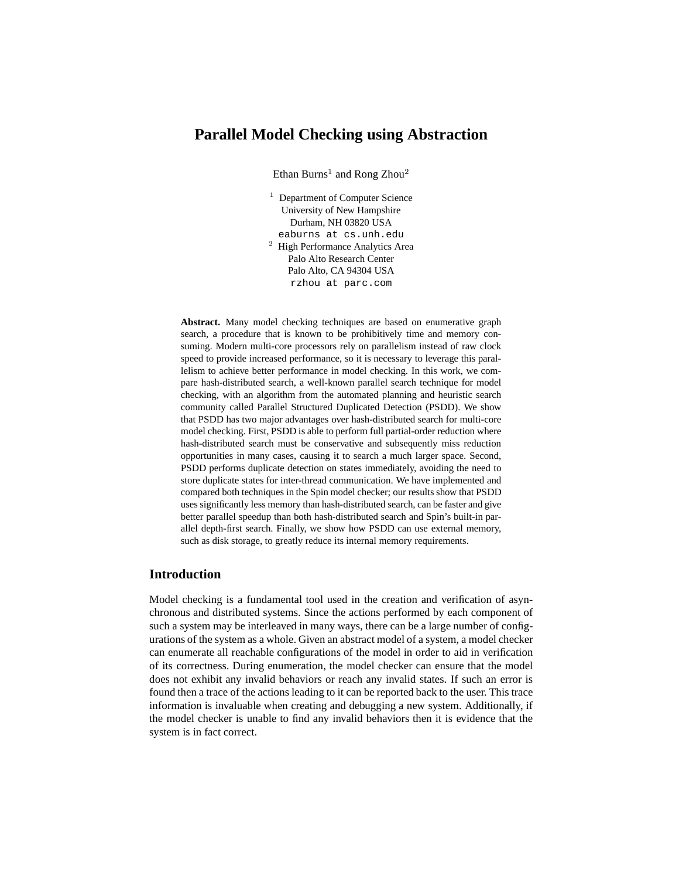# Parallel Model Checking using Abstraction

Ethan Burns[1] and Rong Zhou[2]

[1] Department of Computer Science
University of New Hampshire
Durham, NH 03820 USA
eaburns at cs.unh.edu

[2] High Performance Analytics Area
Palo Alto Research Center
Palo Alto, CA 94304 USA
rzhou at parc.com

**Abstract.** Many model checking techniques are based on enumerative graph search, a procedure that is known to be prohibitively time and memory consuming. Modern multi-core processors rely on parallelism instead of raw clock speed to provide increased performance, so it is necessary to leverage this parallelism to achieve better performance in model checking. In this work, we compare hash-distributed search, a well-known parallel search technique for model checking, with an algorithm from the automated planning and heuristic search community called Parallel Structured Duplicated Detection (PSDD). We show that PSDD has two major advantages over hash-distributed search for multi-core model checking. First, PSDD is able to perform full partial-order reduction where hash-distributed search must be conservative and subsequently miss reduction opportunities in many cases, causing it to search a much larger space. Second, PSDD performs duplicate detection on states immediately, avoiding the need to store duplicate states for inter-thread communication. We have implemented and compared both techniques in the Spin model checker; our results show that PSDD uses significantly less memory than hash-distributed search, can be faster and give better parallel speedup than both hash-distributed search and Spin's built-in parallel depth-first search. Finally, we show how PSDD can use external memory, such as disk storage, to greatly reduce its internal memory requirements.

## Introduction

Model checking is a fundamental tool used in the creation and verification of asynchronous and distributed systems. Since the actions performed by each component of such a system may be interleaved in many ways, there can be a large number of configurations of the system as a whole. Given an abstract model of a system, a model checker can enumerate all reachable configurations of the model in order to aid in verification of its correctness. During enumeration, the model checker can ensure that the model does not exhibit any invalid behaviors or reach any invalid states. If such an error is found then a trace of the actions leading to it can be reported back to the user. This trace information is invaluable when creating and debugging a new system. Additionally, if the model checker is unable to find any invalid behaviors then it is evidence that the system is in fact correct.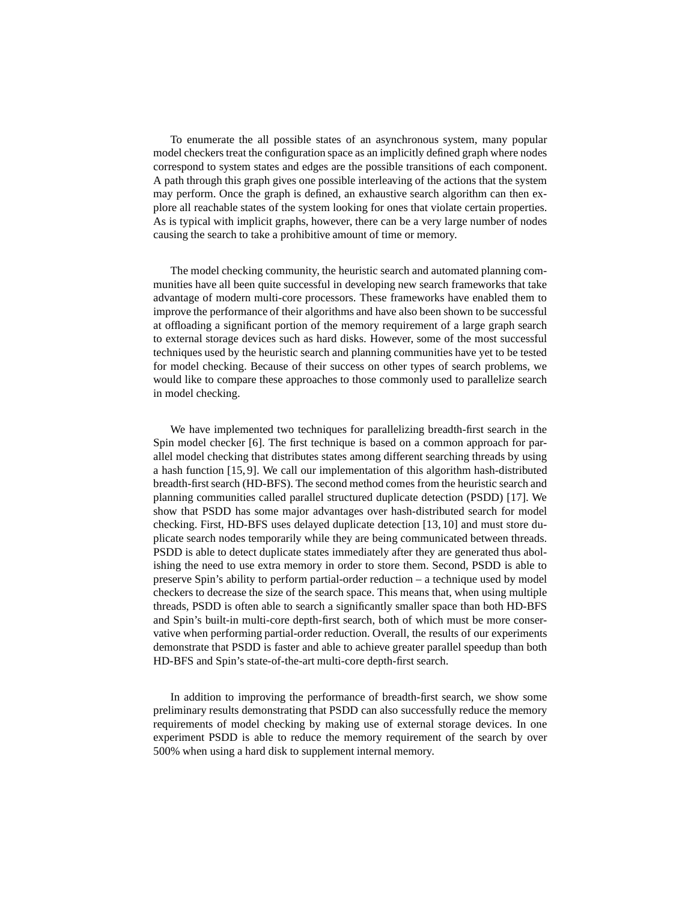To enumerate the all possible states of an asynchronous system, many popular model checkers treat the configuration space as an implicitly defined graph where nodes correspond to system states and edges are the possible transitions of each component. A path through this graph gives one possible interleaving of the actions that the system may perform. Once the graph is defined, an exhaustive search algorithm can then explore all reachable states of the system looking for ones that violate certain properties. As is typical with implicit graphs, however, there can be a very large number of nodes causing the search to take a prohibitive amount of time or memory.

The model checking community, the heuristic search and automated planning communities have all been quite successful in developing new search frameworks that take advantage of modern multi-core processors. These frameworks have enabled them to improve the performance of their algorithms and have also been shown to be successful at offloading a significant portion of the memory requirement of a large graph search to external storage devices such as hard disks. However, some of the most successful techniques used by the heuristic search and planning communities have yet to be tested for model checking. Because of their success on other types of search problems, we would like to compare these approaches to those commonly used to parallelize search in model checking.

We have implemented two techniques for parallelizing breadth-first search in the Spin model checker [6]. The first technique is based on a common approach for parallel model checking that distributes states among different searching threads by using a hash function [15, 9]. We call our implementation of this algorithm hash-distributed breadth-first search (HD-BFS). The second method comes from the heuristic search and planning communities called parallel structured duplicate detection (PSDD) [17]. We show that PSDD has some major advantages over hash-distributed search for model checking. First, HD-BFS uses delayed duplicate detection [13, 10] and must store duplicate search nodes temporarily while they are being communicated between threads. PSDD is able to detect duplicate states immediately after they are generated thus abolishing the need to use extra memory in order to store them. Second, PSDD is able to preserve Spin's ability to perform partial-order reduction – a technique used by model checkers to decrease the size of the search space. This means that, when using multiple threads, PSDD is often able to search a significantly smaller space than both HD-BFS and Spin's built-in multi-core depth-first search, both of which must be more conservative when performing partial-order reduction. Overall, the results of our experiments demonstrate that PSDD is faster and able to achieve greater parallel speedup than both HD-BFS and Spin's state-of-the-art multi-core depth-first search.

In addition to improving the performance of breadth-first search, we show some preliminary results demonstrating that PSDD can also successfully reduce the memory requirements of model checking by making use of external storage devices. In one experiment PSDD is able to reduce the memory requirement of the search by over 500% when using a hard disk to supplement internal memory.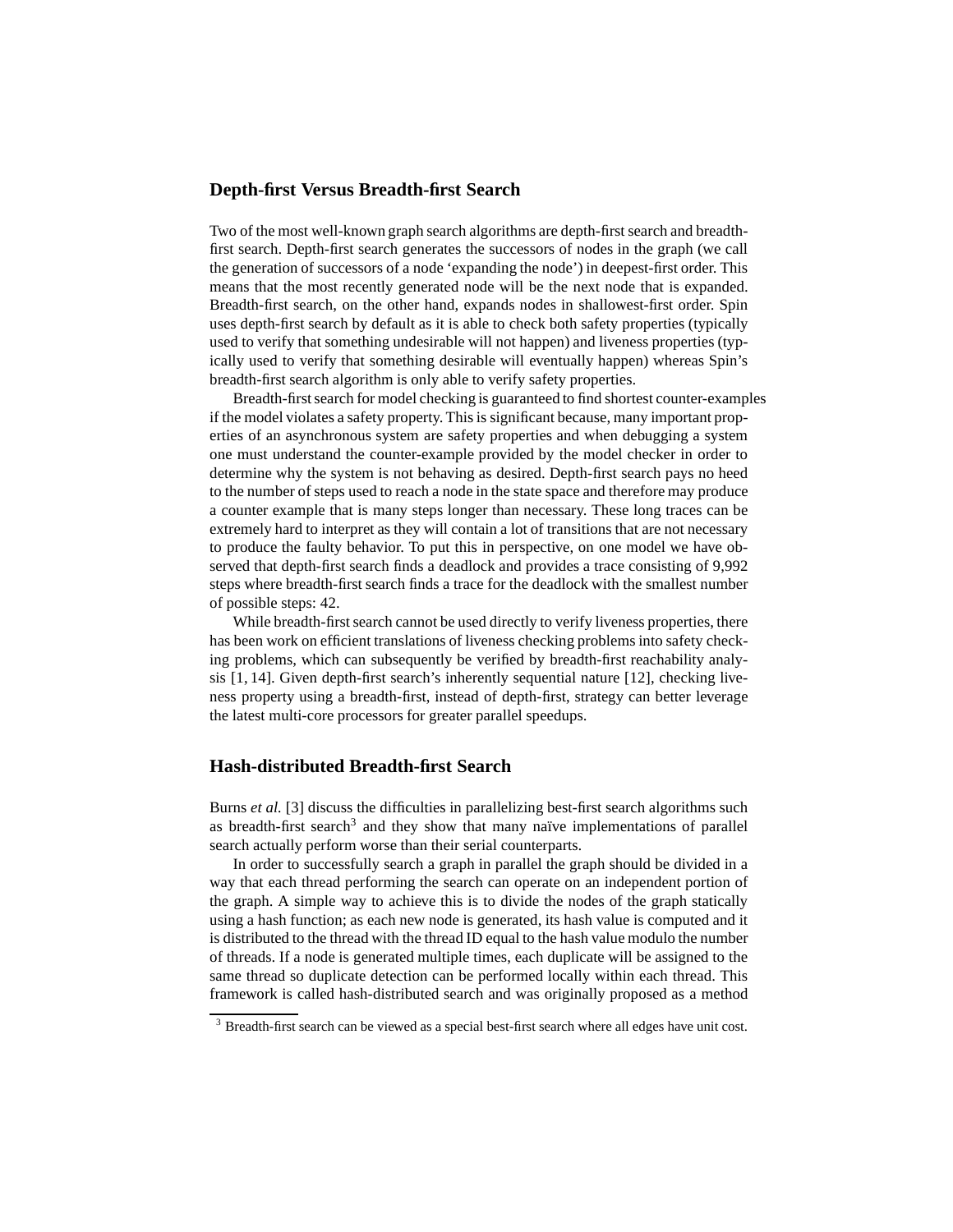## Depth-first Versus Breadth-first Search

Two of the most well-known graph search algorithms are depth-first search and breadth-first search. Depth-first search generates the successors of nodes in the graph (we call the generation of successors of a node 'expanding the node') in deepest-first order. This means that the most recently generated node will be the next node that is expanded. Breadth-first search, on the other hand, expands nodes in shallowest-first order. Spin uses depth-first search by default as it is able to check both safety properties (typically used to verify that something undesirable will not happen) and liveness properties (typically used to verify that something desirable will eventually happen) whereas Spin's breadth-first search algorithm is only able to verify safety properties.

Breadth-first search for model checking is guaranteed to find shortest counter-examples if the model violates a safety property. This is significant because, many important properties of an asynchronous system are safety properties and when debugging a system one must understand the counter-example provided by the model checker in order to determine why the system is not behaving as desired. Depth-first search pays no heed to the number of steps used to reach a node in the state space and therefore may produce a counter example that is many steps longer than necessary. These long traces can be extremely hard to interpret as they will contain a lot of transitions that are not necessary to produce the faulty behavior. To put this in perspective, on one model we have observed that depth-first search finds a deadlock and provides a trace consisting of 9,992 steps where breadth-first search finds a trace for the deadlock with the smallest number of possible steps: 42.

While breadth-first search cannot be used directly to verify liveness properties, there has been work on efficient translations of liveness checking problems into safety checking problems, which can subsequently be verified by breadth-first reachability analysis [1, 14]. Given depth-first search's inherently sequential nature [12], checking liveness property using a breadth-first, instead of depth-first, strategy can better leverage the latest multi-core processors for greater parallel speedups.

## Hash-distributed Breadth-first Search

Burns *et al.* [3] discuss the difficulties in parallelizing best-first search algorithms such as breadth-first search[3] and they show that many naïve implementations of parallel search actually perform worse than their serial counterparts.

In order to successfully search a graph in parallel the graph should be divided in a way that each thread performing the search can operate on an independent portion of the graph. A simple way to achieve this is to divide the nodes of the graph statically using a hash function; as each new node is generated, its hash value is computed and it is distributed to the thread with the thread ID equal to the hash value modulo the number of threads. If a node is generated multiple times, each duplicate will be assigned to the same thread so duplicate detection can be performed locally within each thread. This framework is called hash-distributed search and was originally proposed as a method

[3] Breadth-first search can be viewed as a special best-first search where all edges have unit cost.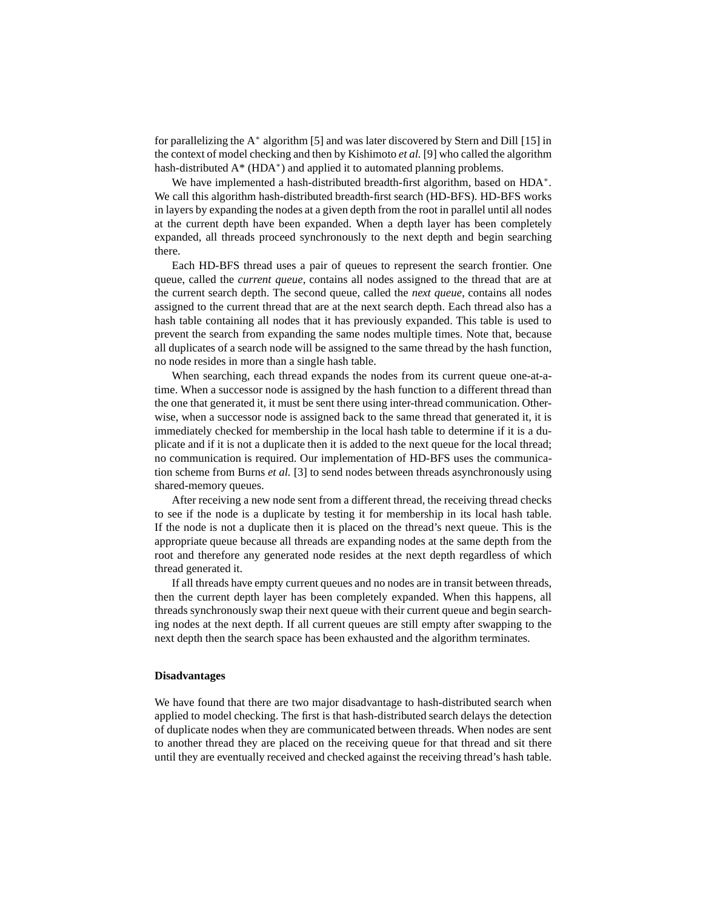for parallelizing the A$^*$ algorithm [5] and was later discovered by Stern and Dill [15] in the context of model checking and then by Kishimoto *et al.* [9] who called the algorithm hash-distributed A* (HDA$^*$) and applied it to automated planning problems.

We have implemented a hash-distributed breadth-first algorithm, based on HDA$^*$. We call this algorithm hash-distributed breadth-first search (HD-BFS). HD-BFS works in layers by expanding the nodes at a given depth from the root in parallel until all nodes at the current depth have been expanded. When a depth layer has been completely expanded, all threads proceed synchronously to the next depth and begin searching there.

Each HD-BFS thread uses a pair of queues to represent the search frontier. One queue, called the *current queue*, contains all nodes assigned to the thread that are at the current search depth. The second queue, called the *next queue*, contains all nodes assigned to the current thread that are at the next search depth. Each thread also has a hash table containing all nodes that it has previously expanded. This table is used to prevent the search from expanding the same nodes multiple times. Note that, because all duplicates of a search node will be assigned to the same thread by the hash function, no node resides in more than a single hash table.

When searching, each thread expands the nodes from its current queue one-at-a-time. When a successor node is assigned by the hash function to a different thread than the one that generated it, it must be sent there using inter-thread communication. Otherwise, when a successor node is assigned back to the same thread that generated it, it is immediately checked for membership in the local hash table to determine if it is a duplicate and if it is not a duplicate then it is added to the next queue for the local thread; no communication is required. Our implementation of HD-BFS uses the communication scheme from Burns *et al.* [3] to send nodes between threads asynchronously using shared-memory queues.

After receiving a new node sent from a different thread, the receiving thread checks to see if the node is a duplicate by testing it for membership in its local hash table. If the node is not a duplicate then it is placed on the thread's next queue. This is the appropriate queue because all threads are expanding nodes at the same depth from the root and therefore any generated node resides at the next depth regardless of which thread generated it.

If all threads have empty current queues and no nodes are in transit between threads, then the current depth layer has been completely expanded. When this happens, all threads synchronously swap their next queue with their current queue and begin searching nodes at the next depth. If all current queues are still empty after swapping to the next depth then the search space has been exhausted and the algorithm terminates.

**Disadvantages**

We have found that there are two major disadvantage to hash-distributed search when applied to model checking. The first is that hash-distributed search delays the detection of duplicate nodes when they are communicated between threads. When nodes are sent to another thread they are placed on the receiving queue for that thread and sit there until they are eventually received and checked against the receiving thread's hash table.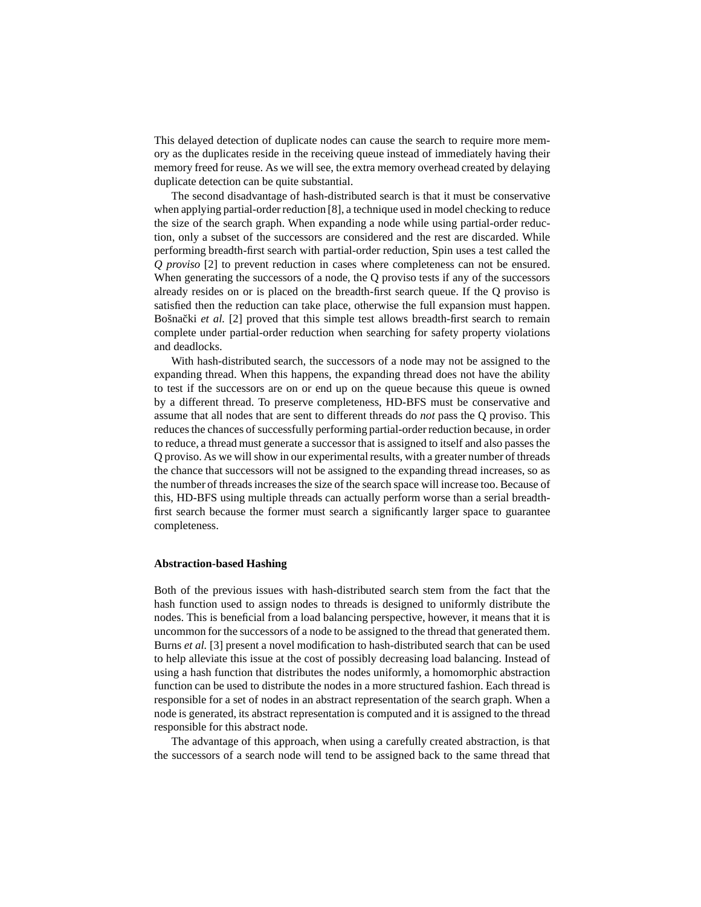This delayed detection of duplicate nodes can cause the search to require more memory as the duplicates reside in the receiving queue instead of immediately having their memory freed for reuse. As we will see, the extra memory overhead created by delaying duplicate detection can be quite substantial.

The second disadvantage of hash-distributed search is that it must be conservative when applying partial-order reduction [8], a technique used in model checking to reduce the size of the search graph. When expanding a node while using partial-order reduction, only a subset of the successors are considered and the rest are discarded. While performing breadth-first search with partial-order reduction, Spin uses a test called the *Q proviso* [2] to prevent reduction in cases where completeness can not be ensured. When generating the successors of a node, the Q proviso tests if any of the successors already resides on or is placed on the breadth-first search queue. If the Q proviso is satisfied then the reduction can take place, otherwise the full expansion must happen. Bošnački *et al.* [2] proved that this simple test allows breadth-first search to remain complete under partial-order reduction when searching for safety property violations and deadlocks.

With hash-distributed search, the successors of a node may not be assigned to the expanding thread. When this happens, the expanding thread does not have the ability to test if the successors are on or end up on the queue because this queue is owned by a different thread. To preserve completeness, HD-BFS must be conservative and assume that all nodes that are sent to different threads do *not* pass the Q proviso. This reduces the chances of successfully performing partial-order reduction because, in order to reduce, a thread must generate a successor that is assigned to itself and also passes the Q proviso. As we will show in our experimental results, with a greater number of threads the chance that successors will not be assigned to the expanding thread increases, so as the number of threads increases the size of the search space will increase too. Because of this, HD-BFS using multiple threads can actually perform worse than a serial breadth-first search because the former must search a significantly larger space to guarantee completeness.

**Abstraction-based Hashing**

Both of the previous issues with hash-distributed search stem from the fact that the hash function used to assign nodes to threads is designed to uniformly distribute the nodes. This is beneficial from a load balancing perspective, however, it means that it is uncommon for the successors of a node to be assigned to the thread that generated them. Burns *et al.* [3] present a novel modification to hash-distributed search that can be used to help alleviate this issue at the cost of possibly decreasing load balancing. Instead of using a hash function that distributes the nodes uniformly, a homomorphic abstraction function can be used to distribute the nodes in a more structured fashion. Each thread is responsible for a set of nodes in an abstract representation of the search graph. When a node is generated, its abstract representation is computed and it is assigned to the thread responsible for this abstract node.

The advantage of this approach, when using a carefully created abstraction, is that the successors of a search node will tend to be assigned back to the same thread that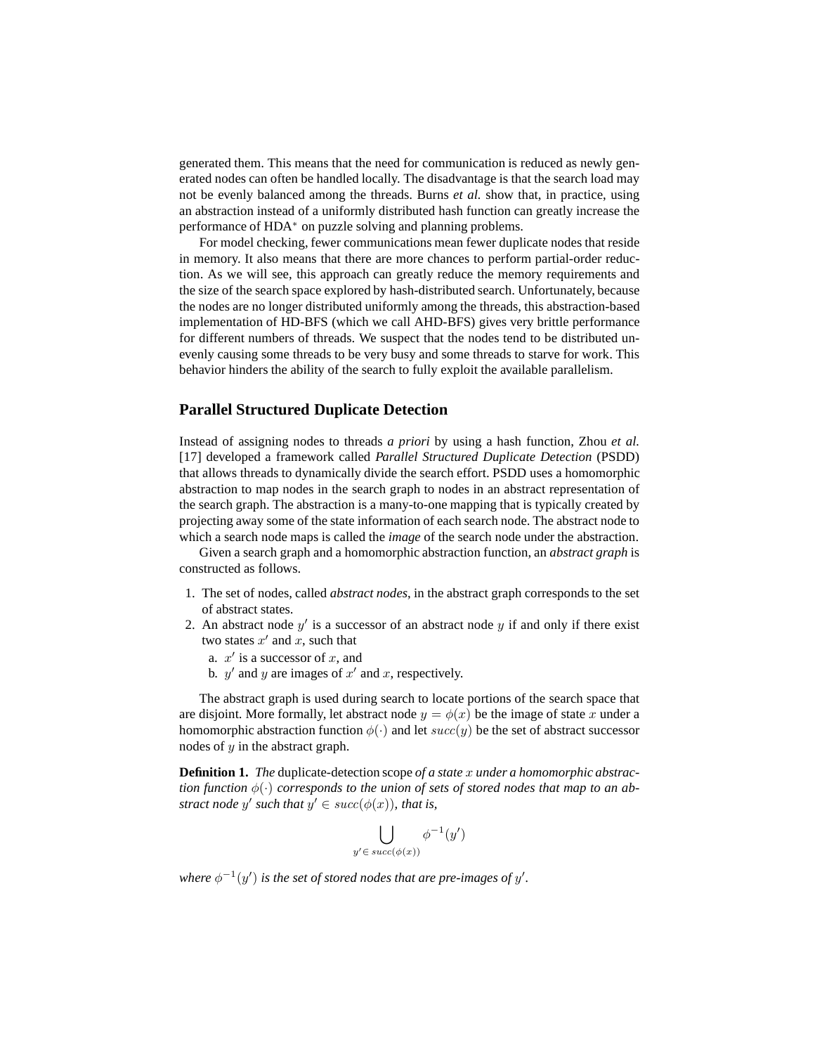generated them. This means that the need for communication is reduced as newly generated nodes can often be handled locally. The disadvantage is that the search load may not be evenly balanced among the threads. Burns *et al.* show that, in practice, using an abstraction instead of a uniformly distributed hash function can greatly increase the performance of HDA$^*$ on puzzle solving and planning problems.

For model checking, fewer communications mean fewer duplicate nodes that reside in memory. It also means that there are more chances to perform partial-order reduction. As we will see, this approach can greatly reduce the memory requirements and the size of the search space explored by hash-distributed search. Unfortunately, because the nodes are no longer distributed uniformly among the threads, this abstraction-based implementation of HD-BFS (which we call AHD-BFS) gives very brittle performance for different numbers of threads. We suspect that the nodes tend to be distributed unevenly causing some threads to be very busy and some threads to starve for work. This behavior hinders the ability of the search to fully exploit the available parallelism.

## Parallel Structured Duplicate Detection

Instead of assigning nodes to threads *a priori* by using a hash function, Zhou *et al.* [17] developed a framework called *Parallel Structured Duplicate Detection* (PSDD) that allows threads to dynamically divide the search effort. PSDD uses a homomorphic abstraction to map nodes in the search graph to nodes in an abstract representation of the search graph. The abstraction is a many-to-one mapping that is typically created by projecting away some of the state information of each search node. The abstract node to which a search node maps is called the *image* of the search node under the abstraction.

Given a search graph and a homomorphic abstraction function, an *abstract graph* is constructed as follows.

1. The set of nodes, called *abstract nodes*, in the abstract graph corresponds to the set of abstract states.
2. An abstract node $y'$ is a successor of an abstract node $y$ if and only if there exist two states $x'$ and $x$, such that
   a. $x'$ is a successor of $x$, and
   b. $y'$ and $y$ are images of $x'$ and $x$, respectively.

The abstract graph is used during search to locate portions of the search space that are disjoint. More formally, let abstract node $y = \phi(x)$ be the image of state $x$ under a homomorphic abstraction function $\phi(\cdot)$ and let $succ(y)$ be the set of abstract successor nodes of $y$ in the abstract graph.

**Definition 1.** *The* duplicate-detection scope *of a state $x$ under a homomorphic abstraction function $\phi(\cdot)$ corresponds to the union of sets of stored nodes that map to an abstract node $y'$ such that $y' \in succ(\phi(x))$, that is,*

$$\bigcup_{y' \in succ(\phi(x))} \phi^{-1}(y')$$

*where $\phi^{-1}(y')$ is the set of stored nodes that are pre-images of $y'$.*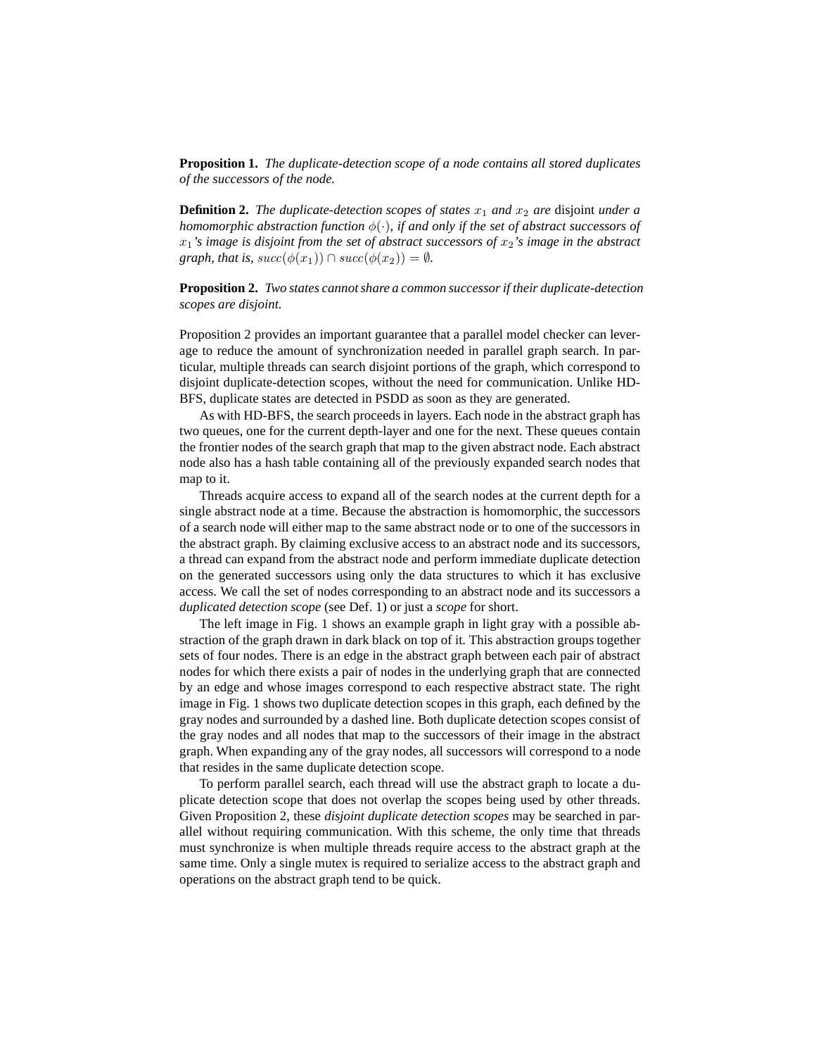**Proposition 1.** *The duplicate-detection scope of a node contains all stored duplicates of the successors of the node.*

**Definition 2.** *The duplicate-detection scopes of states $x_1$ and $x_2$ are* disjoint *under a homomorphic abstraction function $\phi(\cdot)$, if and only if the set of abstract successors of $x_1$'s image is disjoint from the set of abstract successors of $x_2$'s image in the abstract graph, that is, $succ(\phi(x_1)) \cap succ(\phi(x_2)) = \emptyset$.*

**Proposition 2.** *Two states cannot share a common successor if their duplicate-detection scopes are disjoint.*

Proposition 2 provides an important guarantee that a parallel model checker can leverage to reduce the amount of synchronization needed in parallel graph search. In particular, multiple threads can search disjoint portions of the graph, which correspond to disjoint duplicate-detection scopes, without the need for communication. Unlike HD-BFS, duplicate states are detected in PSDD as soon as they are generated.

As with HD-BFS, the search proceeds in layers. Each node in the abstract graph has two queues, one for the current depth-layer and one for the next. These queues contain the frontier nodes of the search graph that map to the given abstract node. Each abstract node also has a hash table containing all of the previously expanded search nodes that map to it.

Threads acquire access to expand all of the search nodes at the current depth for a single abstract node at a time. Because the abstraction is homomorphic, the successors of a search node will either map to the same abstract node or to one of the successors in the abstract graph. By claiming exclusive access to an abstract node and its successors, a thread can expand from the abstract node and perform immediate duplicate detection on the generated successors using only the data structures to which it has exclusive access. We call the set of nodes corresponding to an abstract node and its successors a *duplicated detection scope* (see Def. 1) or just a *scope* for short.

The left image in Fig. 1 shows an example graph in light gray with a possible abstraction of the graph drawn in dark black on top of it. This abstraction groups together sets of four nodes. There is an edge in the abstract graph between each pair of abstract nodes for which there exists a pair of nodes in the underlying graph that are connected by an edge and whose images correspond to each respective abstract state. The right image in Fig. 1 shows two duplicate detection scopes in this graph, each defined by the gray nodes and surrounded by a dashed line. Both duplicate detection scopes consist of the gray nodes and all nodes that map to the successors of their image in the abstract graph. When expanding any of the gray nodes, all successors will correspond to a node that resides in the same duplicate detection scope.

To perform parallel search, each thread will use the abstract graph to locate a duplicate detection scope that does not overlap the scopes being used by other threads. Given Proposition 2, these *disjoint duplicate detection scopes* may be searched in parallel without requiring communication. With this scheme, the only time that threads must synchronize is when multiple threads require access to the abstract graph at the same time. Only a single mutex is required to serialize access to the abstract graph and operations on the abstract graph tend to be quick.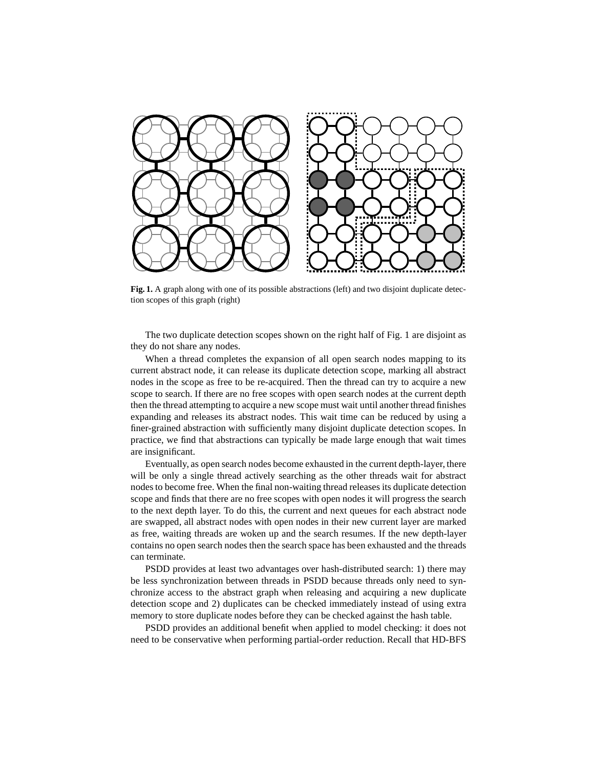**Fig. 1.** A graph along with one of its possible abstractions (left) and two disjoint duplicate detection scopes of this graph (right)

The two duplicate detection scopes shown on the right half of Fig. 1 are disjoint as they do not share any nodes.

When a thread completes the expansion of all open search nodes mapping to its current abstract node, it can release its duplicate detection scope, marking all abstract nodes in the scope as free to be re-acquired. Then the thread can try to acquire a new scope to search. If there are no free scopes with open search nodes at the current depth then the thread attempting to acquire a new scope must wait until another thread finishes expanding and releases its abstract nodes. This wait time can be reduced by using a finer-grained abstraction with sufficiently many disjoint duplicate detection scopes. In practice, we find that abstractions can typically be made large enough that wait times are insignificant.

Eventually, as open search nodes become exhausted in the current depth-layer, there will be only a single thread actively searching as the other threads wait for abstract nodes to become free. When the final non-waiting thread releases its duplicate detection scope and finds that there are no free scopes with open nodes it will progress the search to the next depth layer. To do this, the current and next queues for each abstract node are swapped, all abstract nodes with open nodes in their new current layer are marked as free, waiting threads are woken up and the search resumes. If the new depth-layer contains no open search nodes then the search space has been exhausted and the threads can terminate.

PSDD provides at least two advantages over hash-distributed search: 1) there may be less synchronization between threads in PSDD because threads only need to synchronize access to the abstract graph when releasing and acquiring a new duplicate detection scope and 2) duplicates can be checked immediately instead of using extra memory to store duplicate nodes before they can be checked against the hash table.

PSDD provides an additional benefit when applied to model checking: it does not need to be conservative when performing partial-order reduction. Recall that HD-BFS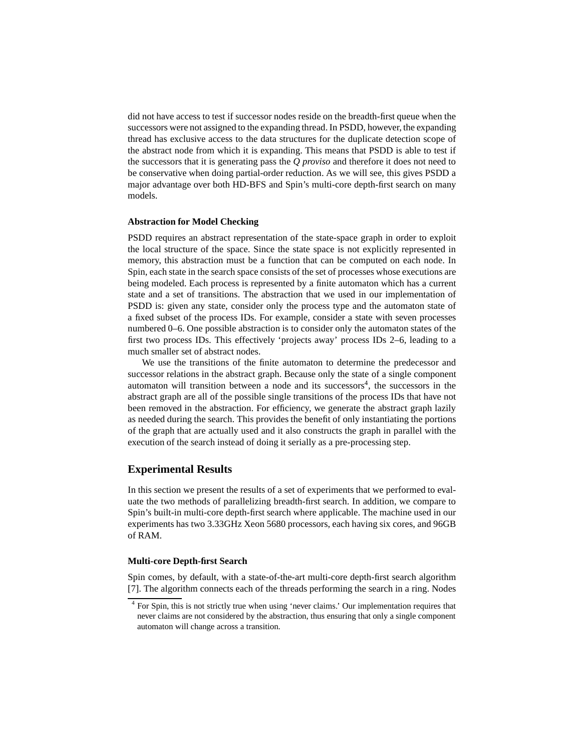did not have access to test if successor nodes reside on the breadth-first queue when the successors were not assigned to the expanding thread. In PSDD, however, the expanding thread has exclusive access to the data structures for the duplicate detection scope of the abstract node from which it is expanding. This means that PSDD is able to test if the successors that it is generating pass the *Q proviso* and therefore it does not need to be conservative when doing partial-order reduction. As we will see, this gives PSDD a major advantage over both HD-BFS and Spin's multi-core depth-first search on many models.

### Abstraction for Model Checking

PSDD requires an abstract representation of the state-space graph in order to exploit the local structure of the space. Since the state space is not explicitly represented in memory, this abstraction must be a function that can be computed on each node. In Spin, each state in the search space consists of the set of processes whose executions are being modeled. Each process is represented by a finite automaton which has a current state and a set of transitions. The abstraction that we used in our implementation of PSDD is: given any state, consider only the process type and the automaton state of a fixed subset of the process IDs. For example, consider a state with seven processes numbered 0–6. One possible abstraction is to consider only the automaton states of the first two process IDs. This effectively 'projects away' process IDs 2–6, leading to a much smaller set of abstract nodes.

We use the transitions of the finite automaton to determine the predecessor and successor relations in the abstract graph. Because only the state of a single component automaton will transition between a node and its successors[4], the successors in the abstract graph are all of the possible single transitions of the process IDs that have not been removed in the abstraction. For efficiency, we generate the abstract graph lazily as needed during the search. This provides the benefit of only instantiating the portions of the graph that are actually used and it also constructs the graph in parallel with the execution of the search instead of doing it serially as a pre-processing step.

## Experimental Results

In this section we present the results of a set of experiments that we performed to evaluate the two methods of parallelizing breadth-first search. In addition, we compare to Spin's built-in multi-core depth-first search where applicable. The machine used in our experiments has two 3.33GHz Xeon 5680 processors, each having six cores, and 96GB of RAM.

### Multi-core Depth-first Search

Spin comes, by default, with a state-of-the-art multi-core depth-first search algorithm [7]. The algorithm connects each of the threads performing the search in a ring. Nodes

[4] For Spin, this is not strictly true when using 'never claims.' Our implementation requires that never claims are not considered by the abstraction, thus ensuring that only a single component automaton will change across a transition.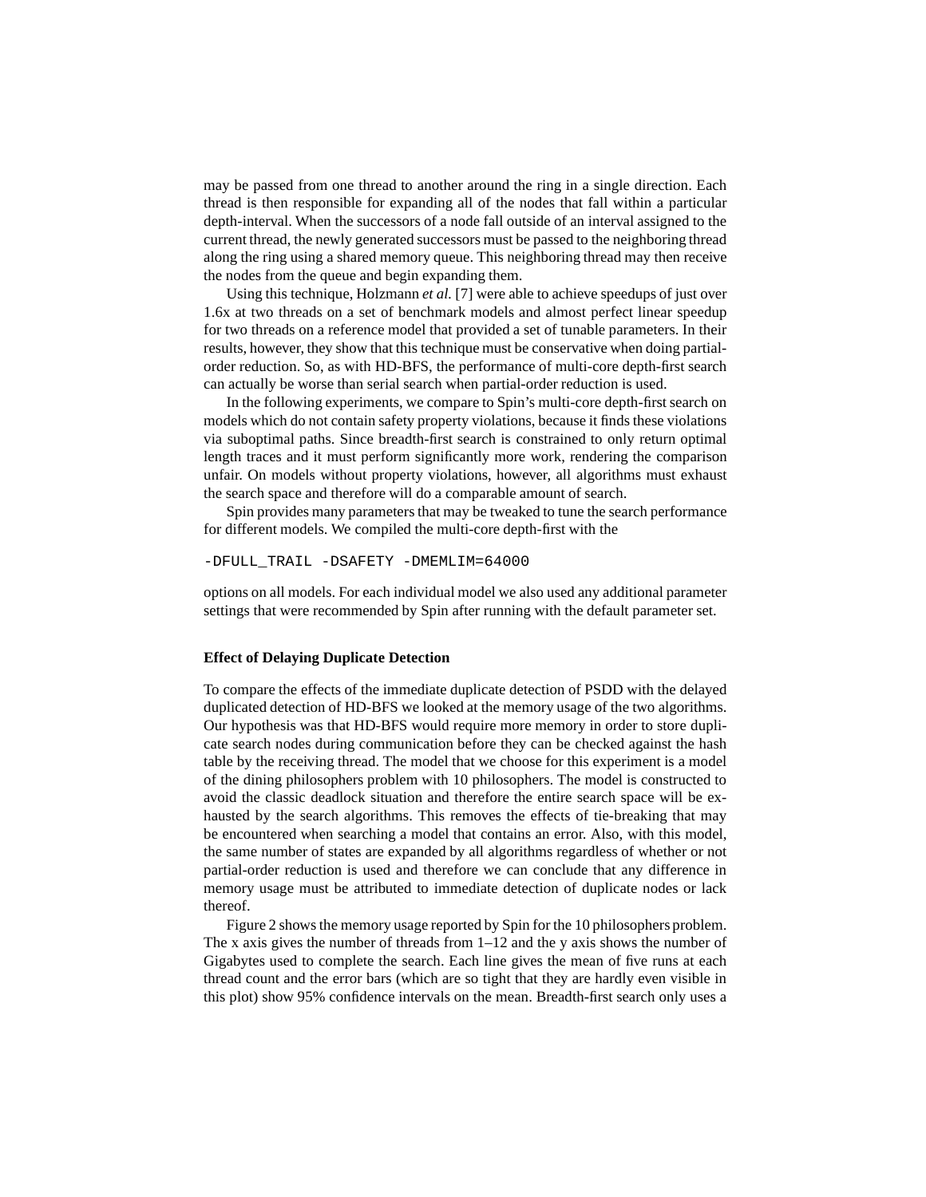may be passed from one thread to another around the ring in a single direction. Each thread is then responsible for expanding all of the nodes that fall within a particular depth-interval. When the successors of a node fall outside of an interval assigned to the current thread, the newly generated successors must be passed to the neighboring thread along the ring using a shared memory queue. This neighboring thread may then receive the nodes from the queue and begin expanding them.

Using this technique, Holzmann *et al.* [7] were able to achieve speedups of just over 1.6x at two threads on a set of benchmark models and almost perfect linear speedup for two threads on a reference model that provided a set of tunable parameters. In their results, however, they show that this technique must be conservative when doing partial-order reduction. So, as with HD-BFS, the performance of multi-core depth-first search can actually be worse than serial search when partial-order reduction is used.

In the following experiments, we compare to Spin's multi-core depth-first search on models which do not contain safety property violations, because it finds these violations via suboptimal paths. Since breadth-first search is constrained to only return optimal length traces and it must perform significantly more work, rendering the comparison unfair. On models without property violations, however, all algorithms must exhaust the search space and therefore will do a comparable amount of search.

Spin provides many parameters that may be tweaked to tune the search performance for different models. We compiled the multi-core depth-first with the

```
-DFULL_TRAIL -DSAFETY -DMEMLIM=64000
```

options on all models. For each individual model we also used any additional parameter settings that were recommended by Spin after running with the default parameter set.

**Effect of Delaying Duplicate Detection**

To compare the effects of the immediate duplicate detection of PSDD with the delayed duplicated detection of HD-BFS we looked at the memory usage of the two algorithms. Our hypothesis was that HD-BFS would require more memory in order to store duplicate search nodes during communication before they can be checked against the hash table by the receiving thread. The model that we choose for this experiment is a model of the dining philosophers problem with 10 philosophers. The model is constructed to avoid the classic deadlock situation and therefore the entire search space will be exhausted by the search algorithms. This removes the effects of tie-breaking that may be encountered when searching a model that contains an error. Also, with this model, the same number of states are expanded by all algorithms regardless of whether or not partial-order reduction is used and therefore we can conclude that any difference in memory usage must be attributed to immediate detection of duplicate nodes or lack thereof.

Figure 2 shows the memory usage reported by Spin for the 10 philosophers problem. The x axis gives the number of threads from 1–12 and the y axis shows the number of Gigabytes used to complete the search. Each line gives the mean of five runs at each thread count and the error bars (which are so tight that they are hardly even visible in this plot) show 95% confidence intervals on the mean. Breadth-first search only uses a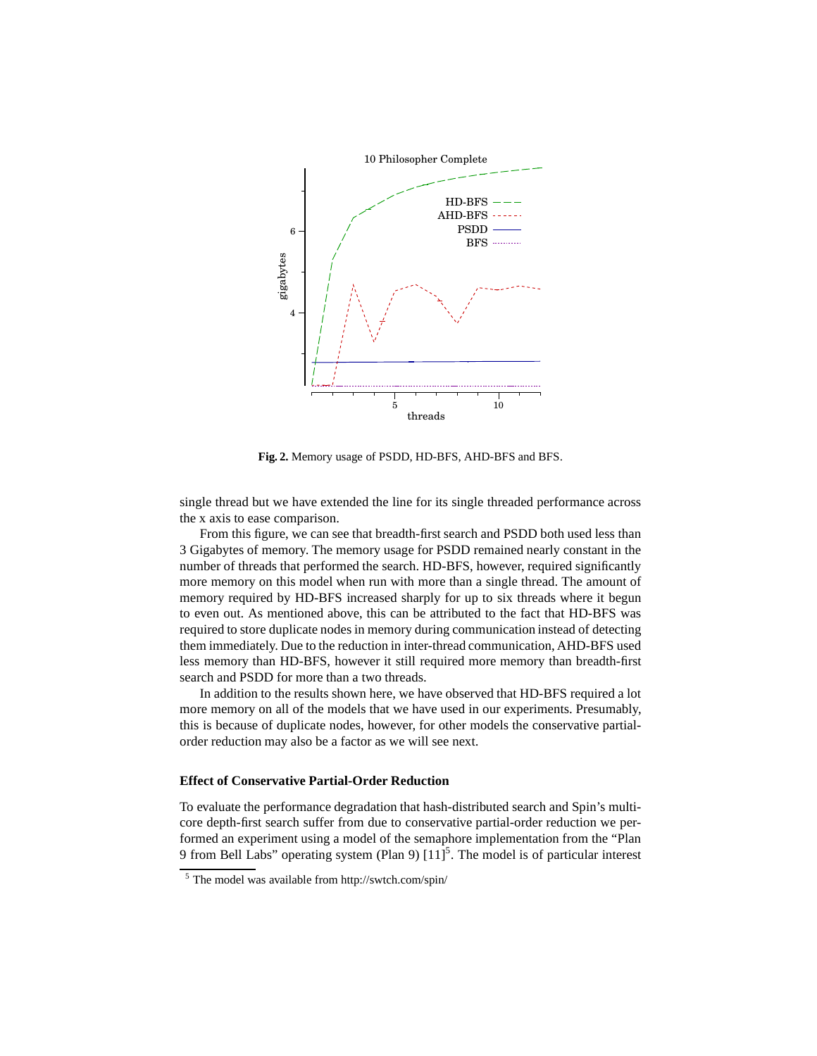**Fig. 2.** Memory usage of PSDD, HD-BFS, AHD-BFS and BFS.

single thread but we have extended the line for its single threaded performance across the x axis to ease comparison.

From this figure, we can see that breadth-first search and PSDD both used less than 3 Gigabytes of memory. The memory usage for PSDD remained nearly constant in the number of threads that performed the search. HD-BFS, however, required significantly more memory on this model when run with more than a single thread. The amount of memory required by HD-BFS increased sharply for up to six threads where it begun to even out. As mentioned above, this can be attributed to the fact that HD-BFS was required to store duplicate nodes in memory during communication instead of detecting them immediately. Due to the reduction in inter-thread communication, AHD-BFS used less memory than HD-BFS, however it still required more memory than breadth-first search and PSDD for more than a two threads.

In addition to the results shown here, we have observed that HD-BFS required a lot more memory on all of the models that we have used in our experiments. Presumably, this is because of duplicate nodes, however, for other models the conservative partial-order reduction may also be a factor as we will see next.

### Effect of Conservative Partial-Order Reduction

To evaluate the performance degradation that hash-distributed search and Spin's multi-core depth-first search suffer from due to conservative partial-order reduction we performed an experiment using a model of the semaphore implementation from the "Plan 9 from Bell Labs" operating system (Plan 9) [11][5]. The model is of particular interest

[5] The model was available from http://swtch.com/spin/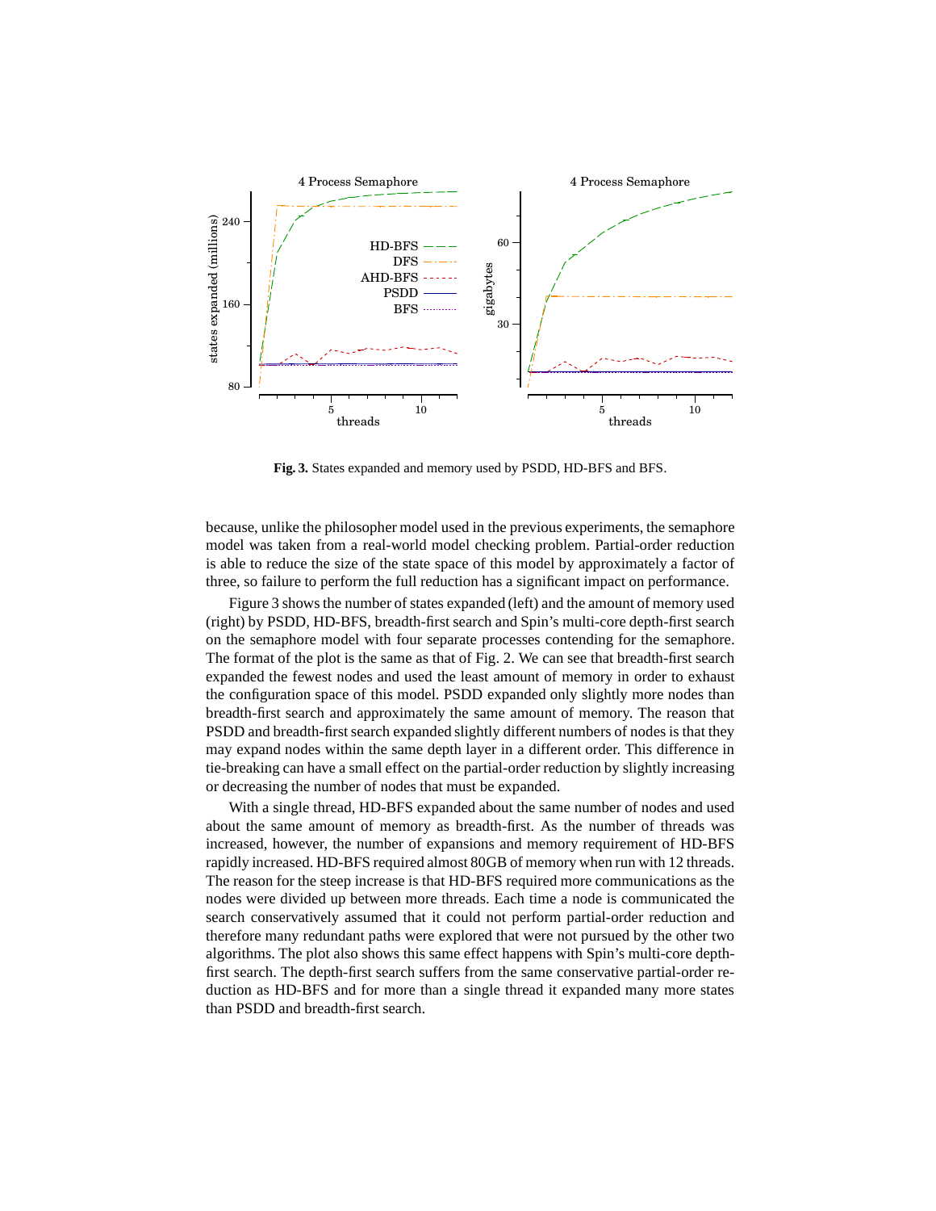4 Process Semaphore

states expanded (millions)

240

160

80

5

10

threads

HD-BFS

DFS

AHD-BFS

PSDD

BFS

4 Process Semaphore

gigabytes

60

30

5

10

threads

**Fig. 3.** States expanded and memory used by PSDD, HD-BFS and BFS.

because, unlike the philosopher model used in the previous experiments, the semaphore model was taken from a real-world model checking problem. Partial-order reduction is able to reduce the size of the state space of this model by approximately a factor of three, so failure to perform the full reduction has a significant impact on performance.

Figure 3 shows the number of states expanded (left) and the amount of memory used (right) by PSDD, HD-BFS, breadth-first search and Spin's multi-core depth-first search on the semaphore model with four separate processes contending for the semaphore. The format of the plot is the same as that of Fig. 2. We can see that breadth-first search expanded the fewest nodes and used the least amount of memory in order to exhaust the configuration space of this model. PSDD expanded only slightly more nodes than breadth-first search and approximately the same amount of memory. The reason that PSDD and breadth-first search expanded slightly different numbers of nodes is that they may expand nodes within the same depth layer in a different order. This difference in tie-breaking can have a small effect on the partial-order reduction by slightly increasing or decreasing the number of nodes that must be expanded.

With a single thread, HD-BFS expanded about the same number of nodes and used about the same amount of memory as breadth-first. As the number of threads was increased, however, the number of expansions and memory requirement of HD-BFS rapidly increased. HD-BFS required almost 80GB of memory when run with 12 threads. The reason for the steep increase is that HD-BFS required more communications as the nodes were divided up between more threads. Each time a node is communicated the search conservatively assumed that it could not perform partial-order reduction and therefore many redundant paths were explored that were not pursued by the other two algorithms. The plot also shows this same effect happens with Spin's multi-core depth-first search. The depth-first search suffers from the same conservative partial-order reduction as HD-BFS and for more than a single thread it expanded many more states than PSDD and breadth-first search.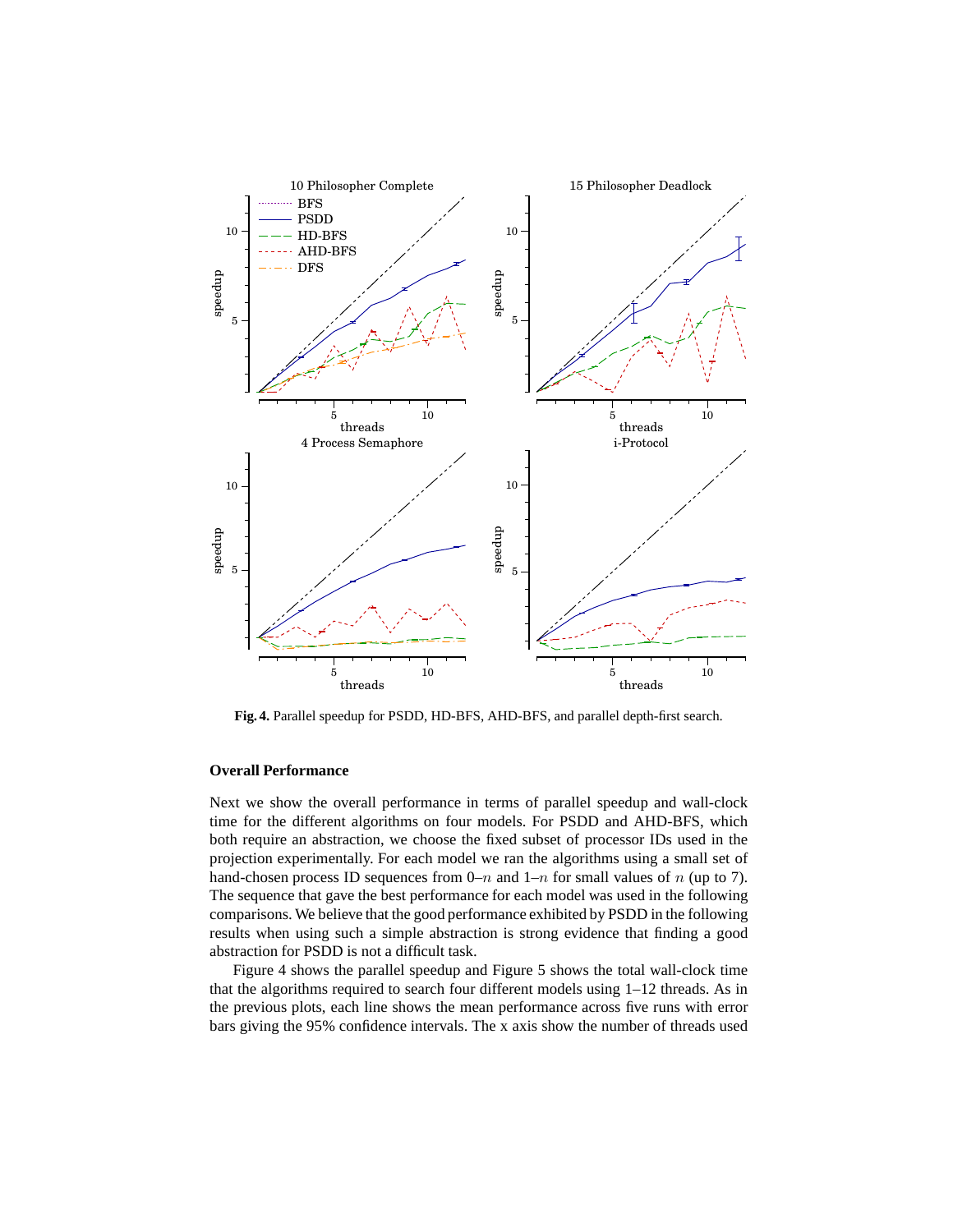**Fig. 4.** Parallel speedup for PSDD, HD-BFS, AHD-BFS, and parallel depth-first search.

### Overall Performance

Next we show the overall performance in terms of parallel speedup and wall-clock time for the different algorithms on four models. For PSDD and AHD-BFS, which both require an abstraction, we choose the fixed subset of processor IDs used in the projection experimentally. For each model we ran the algorithms using a small set of hand-chosen process ID sequences from 0–$n$ and 1–$n$ for small values of $n$ (up to 7). The sequence that gave the best performance for each model was used in the following comparisons. We believe that the good performance exhibited by PSDD in the following results when using such a simple abstraction is strong evidence that finding a good abstraction for PSDD is not a difficult task.

Figure 4 shows the parallel speedup and Figure 5 shows the total wall-clock time that the algorithms required to search four different models using 1–12 threads. As in the previous plots, each line shows the mean performance across five runs with error bars giving the 95% confidence intervals. The x axis show the number of threads used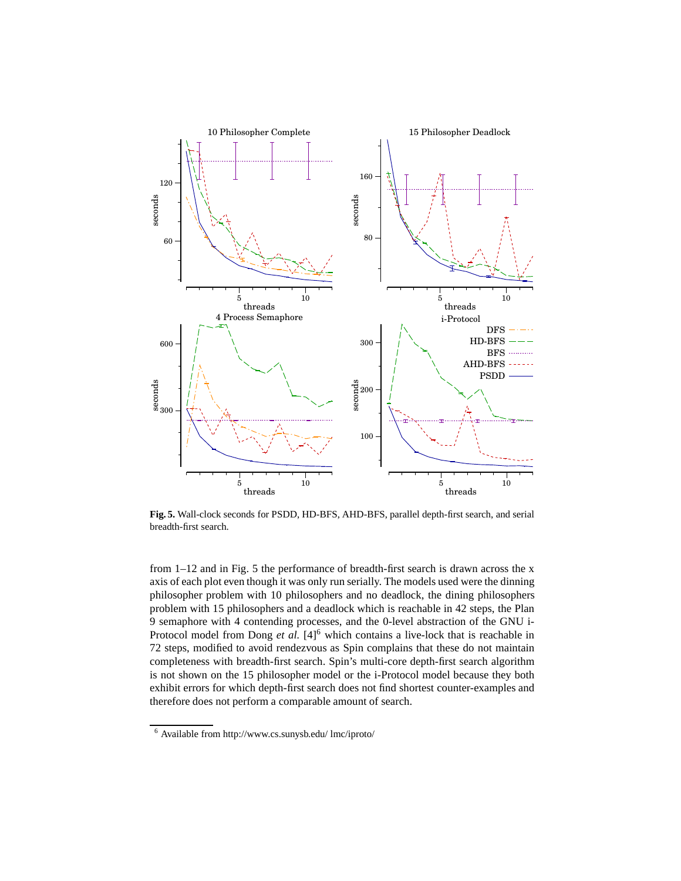**Fig. 5.** Wall-clock seconds for PSDD, HD-BFS, AHD-BFS, parallel depth-first search, and serial breadth-first search.

from 1–12 and in Fig. 5 the performance of breadth-first search is drawn across the x axis of each plot even though it was only run serially. The models used were the dinning philosopher problem with 10 philosophers and no deadlock, the dining philosophers problem with 15 philosophers and a deadlock which is reachable in 42 steps, the Plan 9 semaphore with 4 contending processes, and the 0-level abstraction of the GNU i-Protocol model from Dong *et al.* [4][6] which contains a live-lock that is reachable in 72 steps, modified to avoid rendezvous as Spin complains that these do not maintain completeness with breadth-first search. Spin's multi-core depth-first search algorithm is not shown on the 15 philosopher model or the i-Protocol model because they both exhibit errors for which depth-first search does not find shortest counter-examples and therefore does not perform a comparable amount of search.

[6] Available from http://www.cs.sunysb.edu/ lmc/iproto/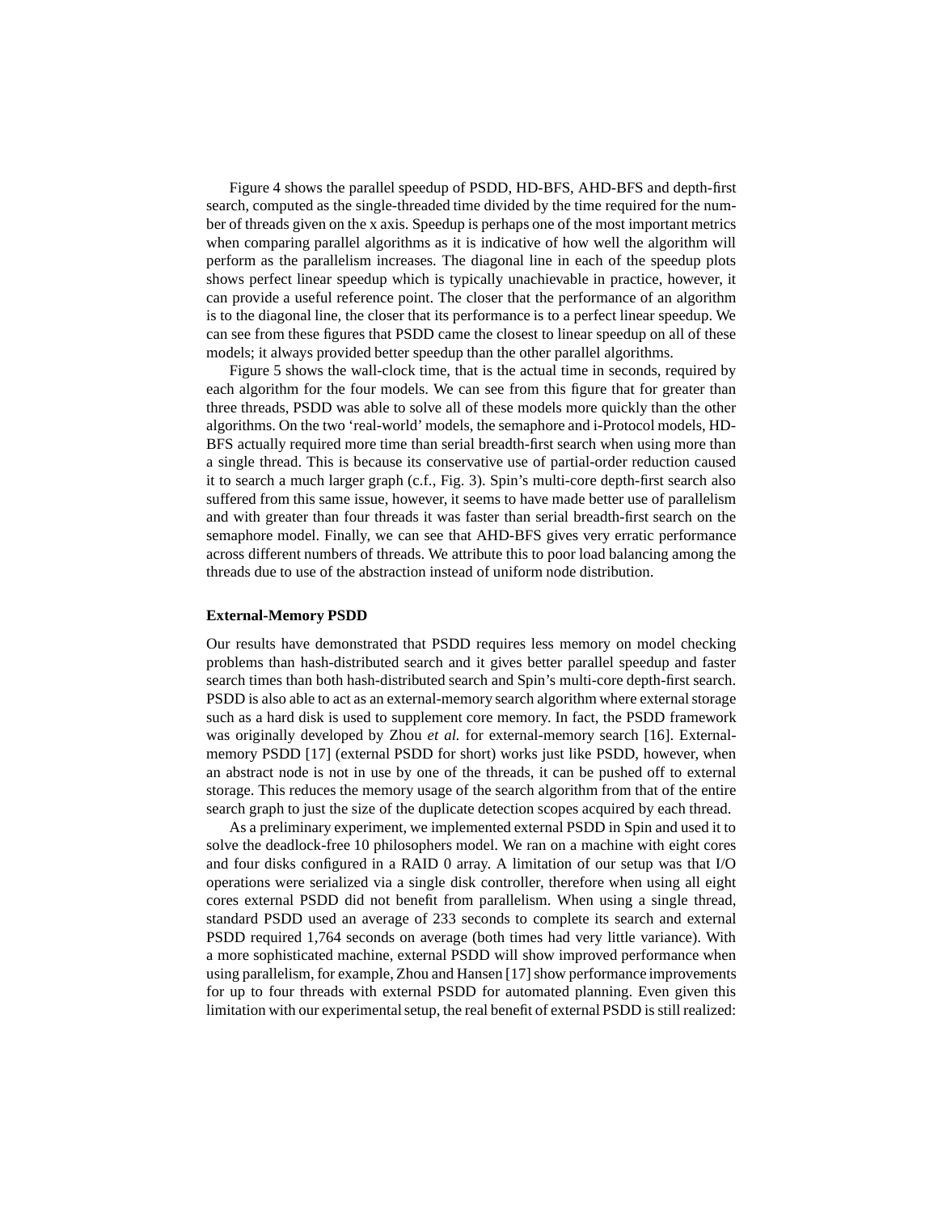Figure 4 shows the parallel speedup of PSDD, HD-BFS, AHD-BFS and depth-first search, computed as the single-threaded time divided by the time required for the number of threads given on the x axis. Speedup is perhaps one of the most important metrics when comparing parallel algorithms as it is indicative of how well the algorithm will perform as the parallelism increases. The diagonal line in each of the speedup plots shows perfect linear speedup which is typically unachievable in practice, however, it can provide a useful reference point. The closer that the performance of an algorithm is to the diagonal line, the closer that its performance is to a perfect linear speedup. We can see from these figures that PSDD came the closest to linear speedup on all of these models; it always provided better speedup than the other parallel algorithms.

Figure 5 shows the wall-clock time, that is the actual time in seconds, required by each algorithm for the four models. We can see from this figure that for greater than three threads, PSDD was able to solve all of these models more quickly than the other algorithms. On the two 'real-world' models, the semaphore and i-Protocol models, HD-BFS actually required more time than serial breadth-first search when using more than a single thread. This is because its conservative use of partial-order reduction caused it to search a much larger graph (c.f., Fig. 3). Spin's multi-core depth-first search also suffered from this same issue, however, it seems to have made better use of parallelism and with greater than four threads it was faster than serial breadth-first search on the semaphore model. Finally, we can see that AHD-BFS gives very erratic performance across different numbers of threads. We attribute this to poor load balancing among the threads due to use of the abstraction instead of uniform node distribution.

**External-Memory PSDD**

Our results have demonstrated that PSDD requires less memory on model checking problems than hash-distributed search and it gives better parallel speedup and faster search times than both hash-distributed search and Spin's multi-core depth-first search. PSDD is also able to act as an external-memory search algorithm where external storage such as a hard disk is used to supplement core memory. In fact, the PSDD framework was originally developed by Zhou *et al.* for external-memory search [16]. External-memory PSDD [17] (external PSDD for short) works just like PSDD, however, when an abstract node is not in use by one of the threads, it can be pushed off to external storage. This reduces the memory usage of the search algorithm from that of the entire search graph to just the size of the duplicate detection scopes acquired by each thread.

As a preliminary experiment, we implemented external PSDD in Spin and used it to solve the deadlock-free 10 philosophers model. We ran on a machine with eight cores and four disks configured in a RAID 0 array. A limitation of our setup was that I/O operations were serialized via a single disk controller, therefore when using all eight cores external PSDD did not benefit from parallelism. When using a single thread, standard PSDD used an average of 233 seconds to complete its search and external PSDD required 1,764 seconds on average (both times had very little variance). With a more sophisticated machine, external PSDD will show improved performance when using parallelism, for example, Zhou and Hansen [17] show performance improvements for up to four threads with external PSDD for automated planning. Even given this limitation with our experimental setup, the real benefit of external PSDD is still realized: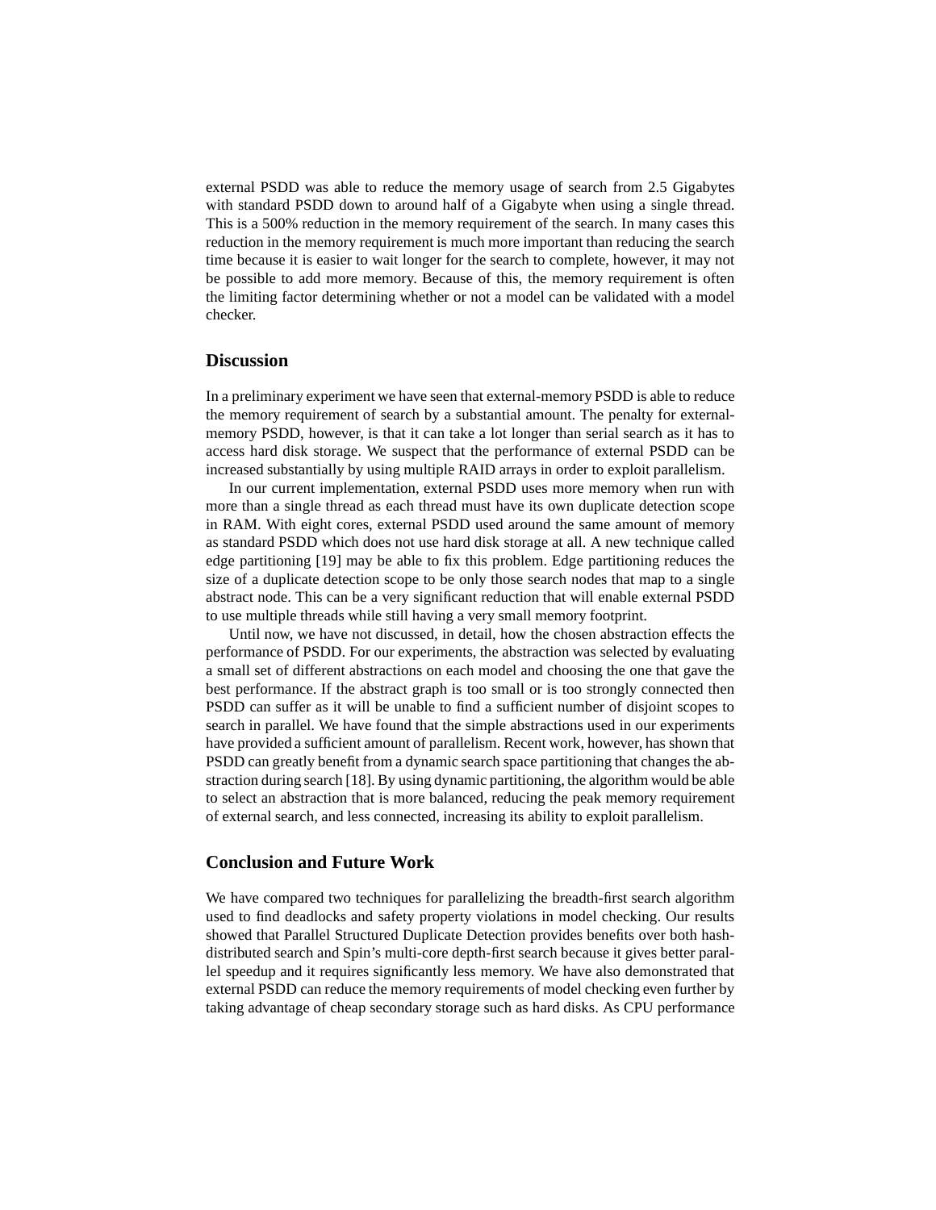external PSDD was able to reduce the memory usage of search from 2.5 Gigabytes with standard PSDD down to around half of a Gigabyte when using a single thread. This is a 500% reduction in the memory requirement of the search. In many cases this reduction in the memory requirement is much more important than reducing the search time because it is easier to wait longer for the search to complete, however, it may not be possible to add more memory. Because of this, the memory requirement is often the limiting factor determining whether or not a model can be validated with a model checker.

## Discussion

In a preliminary experiment we have seen that external-memory PSDD is able to reduce the memory requirement of search by a substantial amount. The penalty for external-memory PSDD, however, is that it can take a lot longer than serial search as it has to access hard disk storage. We suspect that the performance of external PSDD can be increased substantially by using multiple RAID arrays in order to exploit parallelism.

In our current implementation, external PSDD uses more memory when run with more than a single thread as each thread must have its own duplicate detection scope in RAM. With eight cores, external PSDD used around the same amount of memory as standard PSDD which does not use hard disk storage at all. A new technique called edge partitioning [19] may be able to fix this problem. Edge partitioning reduces the size of a duplicate detection scope to be only those search nodes that map to a single abstract node. This can be a very significant reduction that will enable external PSDD to use multiple threads while still having a very small memory footprint.

Until now, we have not discussed, in detail, how the chosen abstraction effects the performance of PSDD. For our experiments, the abstraction was selected by evaluating a small set of different abstractions on each model and choosing the one that gave the best performance. If the abstract graph is too small or is too strongly connected then PSDD can suffer as it will be unable to find a sufficient number of disjoint scopes to search in parallel. We have found that the simple abstractions used in our experiments have provided a sufficient amount of parallelism. Recent work, however, has shown that PSDD can greatly benefit from a dynamic search space partitioning that changes the abstraction during search [18]. By using dynamic partitioning, the algorithm would be able to select an abstraction that is more balanced, reducing the peak memory requirement of external search, and less connected, increasing its ability to exploit parallelism.

## Conclusion and Future Work

We have compared two techniques for parallelizing the breadth-first search algorithm used to find deadlocks and safety property violations in model checking. Our results showed that Parallel Structured Duplicate Detection provides benefits over both hash-distributed search and Spin's multi-core depth-first search because it gives better parallel speedup and it requires significantly less memory. We have also demonstrated that external PSDD can reduce the memory requirements of model checking even further by taking advantage of cheap secondary storage such as hard disks. As CPU performance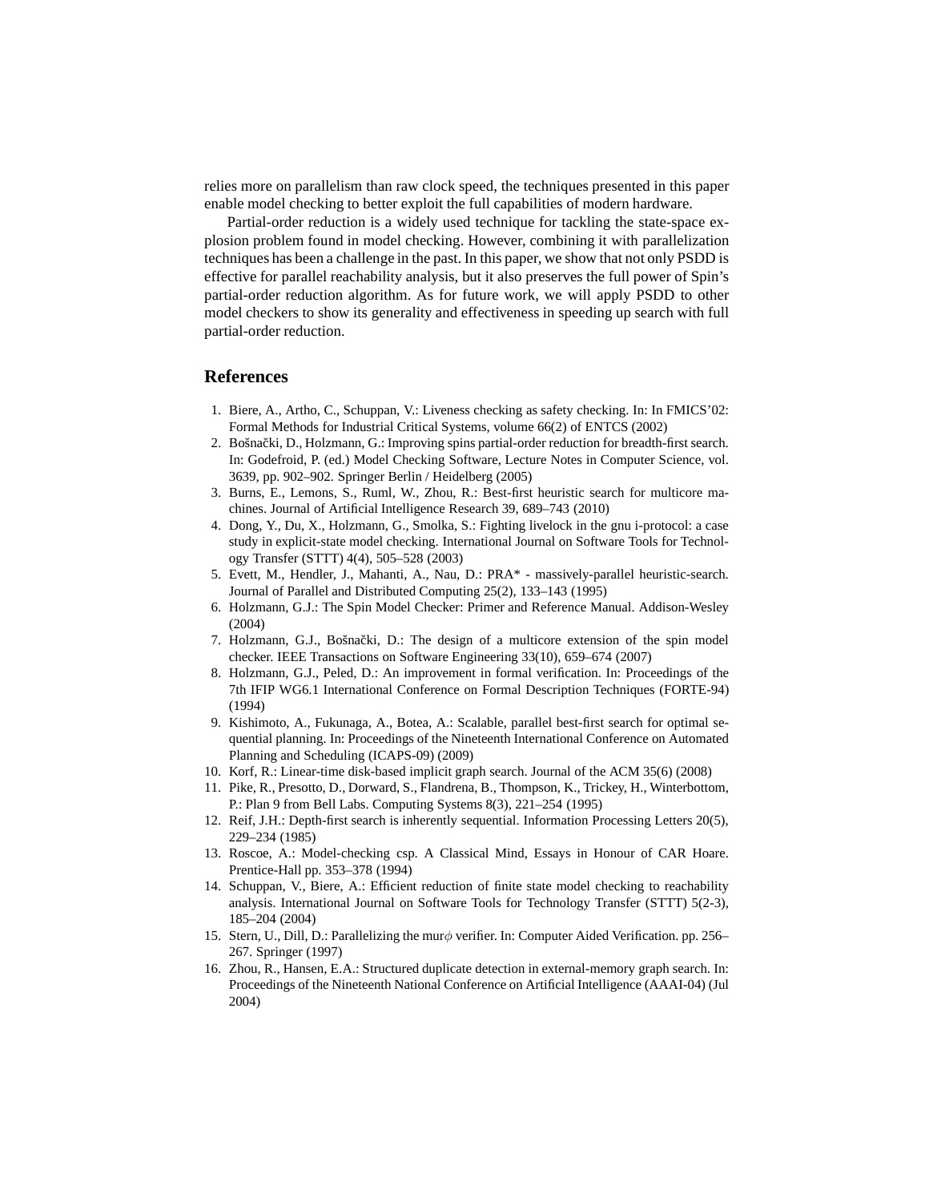relies more on parallelism than raw clock speed, the techniques presented in this paper enable model checking to better exploit the full capabilities of modern hardware.

Partial-order reduction is a widely used technique for tackling the state-space explosion problem found in model checking. However, combining it with parallelization techniques has been a challenge in the past. In this paper, we show that not only PSDD is effective for parallel reachability analysis, but it also preserves the full power of Spin's partial-order reduction algorithm. As for future work, we will apply PSDD to other model checkers to show its generality and effectiveness in speeding up search with full partial-order reduction.

## References

1. Biere, A., Artho, C., Schuppan, V.: Liveness checking as safety checking. In: In FMICS'02: Formal Methods for Industrial Critical Systems, volume 66(2) of ENTCS (2002)
2. Bošnački, D., Holzmann, G.: Improving spins partial-order reduction for breadth-first search. In: Godefroid, P. (ed.) Model Checking Software, Lecture Notes in Computer Science, vol. 3639, pp. 902–902. Springer Berlin / Heidelberg (2005)
3. Burns, E., Lemons, S., Ruml, W., Zhou, R.: Best-first heuristic search for multicore machines. Journal of Artificial Intelligence Research 39, 689–743 (2010)
4. Dong, Y., Du, X., Holzmann, G., Smolka, S.: Fighting livelock in the gnu i-protocol: a case study in explicit-state model checking. International Journal on Software Tools for Technology Transfer (STTT) 4(4), 505–528 (2003)
5. Evett, M., Hendler, J., Mahanti, A., Nau, D.: PRA* - massively-parallel heuristic-search. Journal of Parallel and Distributed Computing 25(2), 133–143 (1995)
6. Holzmann, G.J.: The Spin Model Checker: Primer and Reference Manual. Addison-Wesley (2004)
7. Holzmann, G.J., Bošnački, D.: The design of a multicore extension of the spin model checker. IEEE Transactions on Software Engineering 33(10), 659–674 (2007)
8. Holzmann, G.J., Peled, D.: An improvement in formal verification. In: Proceedings of the 7th IFIP WG6.1 International Conference on Formal Description Techniques (FORTE-94) (1994)
9. Kishimoto, A., Fukunaga, A., Botea, A.: Scalable, parallel best-first search for optimal sequential planning. In: Proceedings of the Nineteenth International Conference on Automated Planning and Scheduling (ICAPS-09) (2009)
10. Korf, R.: Linear-time disk-based implicit graph search. Journal of the ACM 35(6) (2008)
11. Pike, R., Presotto, D., Dorward, S., Flandrena, B., Thompson, K., Trickey, H., Winterbottom, P.: Plan 9 from Bell Labs. Computing Systems 8(3), 221–254 (1995)
12. Reif, J.H.: Depth-first search is inherently sequential. Information Processing Letters 20(5), 229–234 (1985)
13. Roscoe, A.: Model-checking csp. A Classical Mind, Essays in Honour of CAR Hoare. Prentice-Hall pp. 353–378 (1994)
14. Schuppan, V., Biere, A.: Efficient reduction of finite state model checking to reachability analysis. International Journal on Software Tools for Technology Transfer (STTT) 5(2-3), 185–204 (2004)
15. Stern, U., Dill, D.: Parallelizing the mur$\phi$ verifier. In: Computer Aided Verification. pp. 256–267. Springer (1997)
16. Zhou, R., Hansen, E.A.: Structured duplicate detection in external-memory graph search. In: Proceedings of the Nineteenth National Conference on Artificial Intelligence (AAAI-04) (Jul 2004)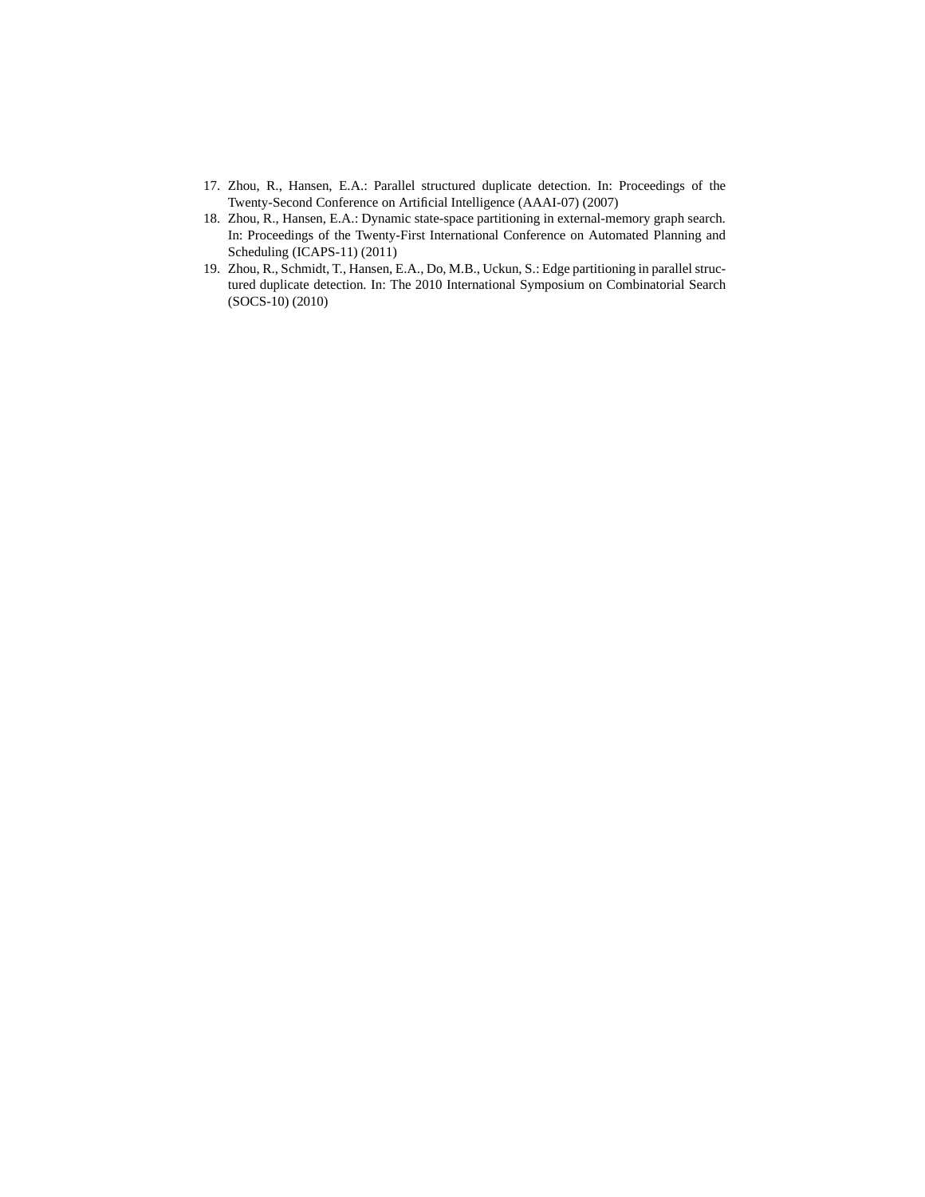17. Zhou, R., Hansen, E.A.: Parallel structured duplicate detection. In: Proceedings of the Twenty-Second Conference on Artificial Intelligence (AAAI-07) (2007)
18. Zhou, R., Hansen, E.A.: Dynamic state-space partitioning in external-memory graph search. In: Proceedings of the Twenty-First International Conference on Automated Planning and Scheduling (ICAPS-11) (2011)
19. Zhou, R., Schmidt, T., Hansen, E.A., Do, M.B., Uckun, S.: Edge partitioning in parallel structured duplicate detection. In: The 2010 International Symposium on Combinatorial Search (SOCS-10) (2010)